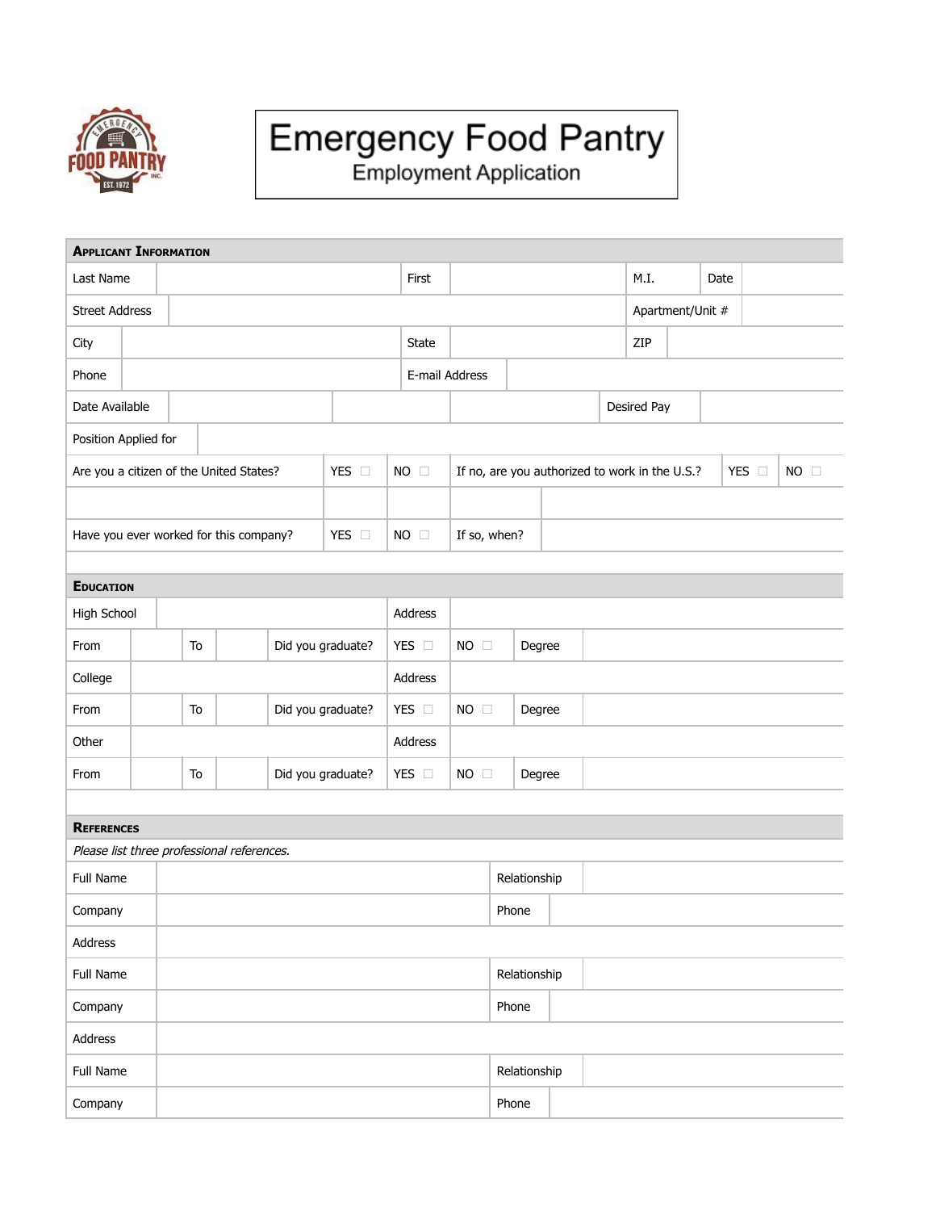# Emergency Food Pantry

## Employment Application

**Applicant Information**

| | | | | | | | |
|---|---|---|---|---|---|---|---|
| Last Name | | First | | M.I. | | Date | |
| Street Address | | | | Apartment/Unit # | | | |
| City | | State | | ZIP | | | |
| Phone | | E-mail Address | | | | | |
| Date Available | | | | Desired Pay | | | |
| Position Applied for | | | | | | | |
| Are you a citizen of the United States? | YES ☐ | NO ☐ | If no, are you authorized to work in the U.S.? | YES ☐ | NO ☐ | | |
| Have you ever worked for this company? | YES ☐ | NO ☐ | If so, when? | | | | |

**Education**

| | | | | | | | |
|---|---|---|---|---|---|---|---|
| High School | | | | Address | | | |
| From | | To | | Did you graduate? | YES ☐ | NO ☐ | Degree |
| College | | | | Address | | | |
| From | | To | | Did you graduate? | YES ☐ | NO ☐ | Degree |
| Other | | | | Address | | | |
| From | | To | | Did you graduate? | YES ☐ | NO ☐ | Degree |

**References**

*Please list three professional references.*

| | | | |
|---|---|---|---|
| Full Name | | Relationship | |
| Company | | Phone | |
| Address | | | |
| Full Name | | Relationship | |
| Company | | Phone | |
| Address | | | |
| Full Name | | Relationship | |
| Company | | Phone | |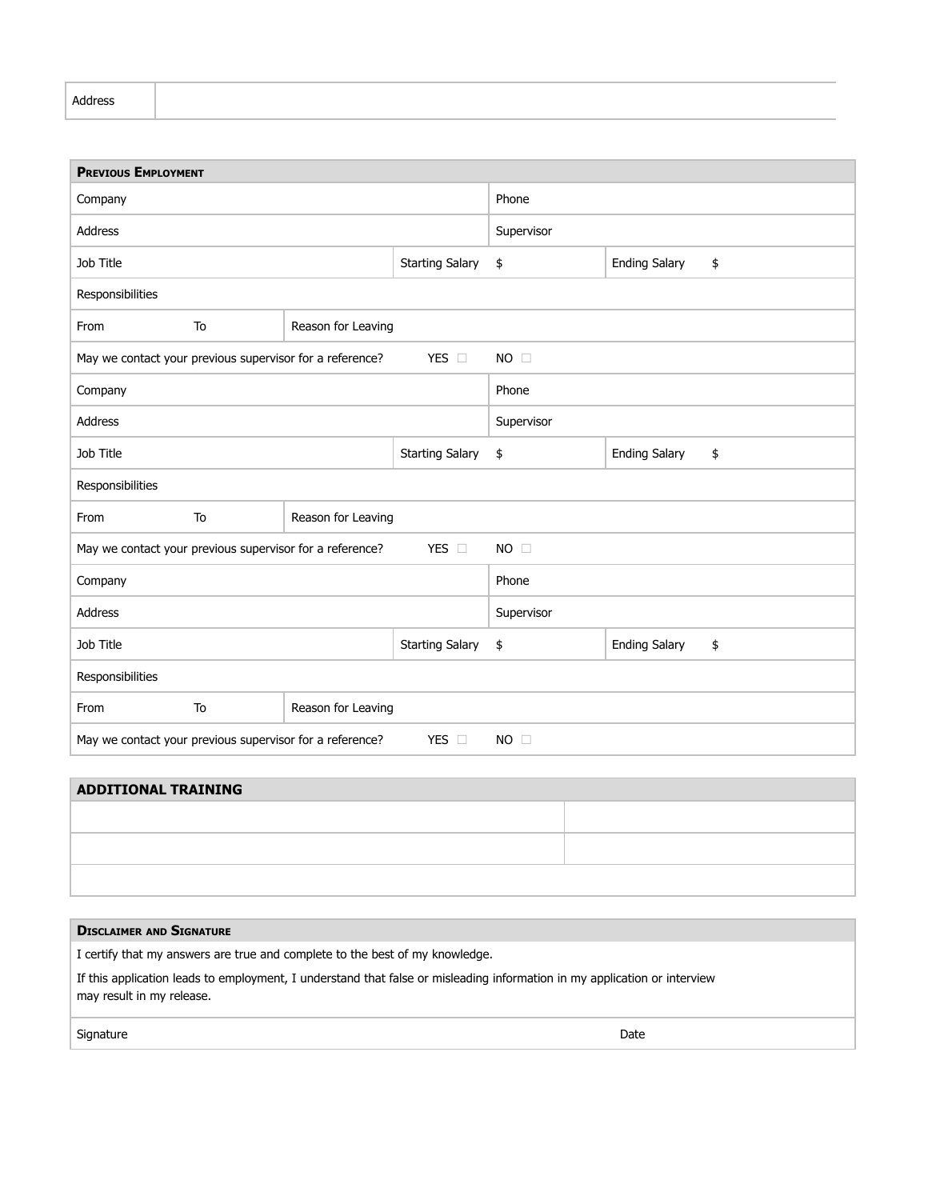| | |
|---|---|
| Address | |

## Previous Employment

| | | | | | |
|---|---|---|---|---|---|
| Company | | | | Phone | |
| Address | | | | Supervisor | |
| Job Title | | Starting Salary | $ | Ending Salary | $ |
| Responsibilities | | | | | |
| From | To | Reason for Leaving | | | |
| May we contact your previous supervisor for a reference? | | YES ☐ | NO ☐ | | |
| Company | | | | Phone | |
| Address | | | | Supervisor | |
| Job Title | | Starting Salary | $ | Ending Salary | $ |
| Responsibilities | | | | | |
| From | To | Reason for Leaving | | | |
| May we contact your previous supervisor for a reference? | | YES ☐ | NO ☐ | | |
| Company | | | | Phone | |
| Address | | | | Supervisor | |
| Job Title | | Starting Salary | $ | Ending Salary | $ |
| Responsibilities | | | | | |
| From | To | Reason for Leaving | | | |
| May we contact your previous supervisor for a reference? | | YES ☐ | NO ☐ | | |

## ADDITIONAL TRAINING

| | |
|---|---|
| | |
| | |
| | |

## Disclaimer and Signature

I certify that my answers are true and complete to the best of my knowledge.

If this application leads to employment, I understand that false or misleading information in my application or interview may result in my release.

| | |
|---|---|
| Signature | Date |